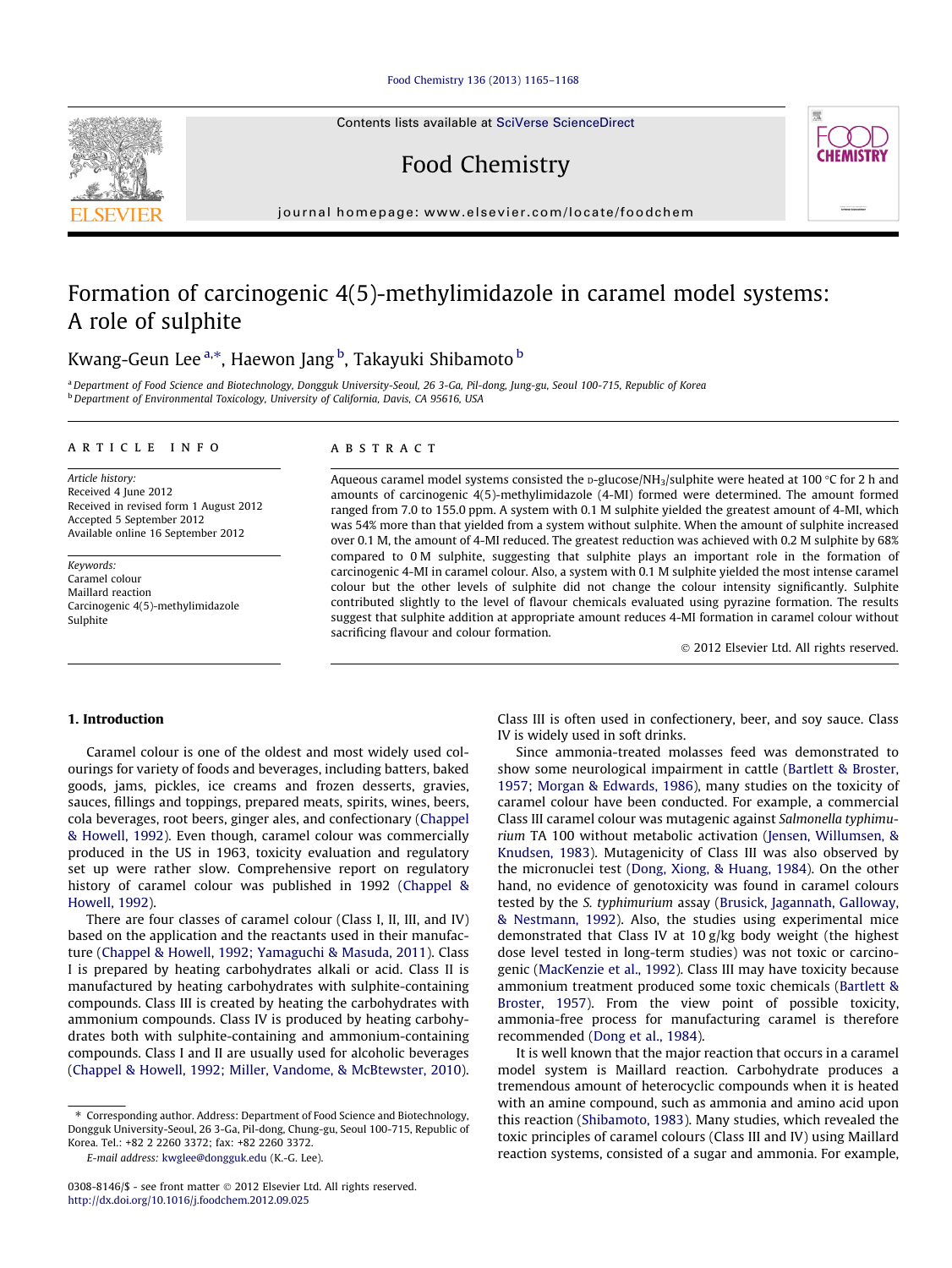# Formation of carcinogenic 4(5)-methylimidazole in caramel model systems: A role of sulphite

Kwang-Geun Lee [a,*], Haewon Jang [b], Takayuki Shibamoto [b]

[a] Department of Food Science and Biotechnology, Dongguk University-Seoul, 26 3-Ga, Pil-dong, Jung-gu, Seoul 100-715, Republic of Korea
[b] Department of Environmental Toxicology, University of California, Davis, CA 95616, USA

## ARTICLE INFO

*Article history:*
Received 4 June 2012
Received in revised form 1 August 2012
Accepted 5 September 2012
Available online 16 September 2012

*Keywords:*
Caramel colour
Maillard reaction
Carcinogenic 4(5)-methylimidazole
Sulphite

## ABSTRACT

Aqueous caramel model systems consisted the D-glucose/$NH_3$/sulphite were heated at 100 °C for 2 h and amounts of carcinogenic 4(5)-methylimidazole (4-MI) formed were determined. The amount formed ranged from 7.0 to 155.0 ppm. A system with 0.1 M sulphite yielded the greatest amount of 4-MI, which was 54% more than that yielded from a system without sulphite. When the amount of sulphite increased over 0.1 M, the amount of 4-MI reduced. The greatest reduction was achieved with 0.2 M sulphite by 68% compared to 0 M sulphite, suggesting that sulphite plays an important role in the formation of carcinogenic 4-MI in caramel colour. Also, a system with 0.1 M sulphite yielded the most intense caramel colour but the other levels of sulphite did not change the colour intensity significantly. Sulphite contributed slightly to the level of flavour chemicals evaluated using pyrazine formation. The results suggest that sulphite addition at appropriate amount reduces 4-MI formation in caramel colour without sacrificing flavour and colour formation.

© 2012 Elsevier Ltd. All rights reserved.

## 1. Introduction

Caramel colour is one of the oldest and most widely used colourings for variety of foods and beverages, including batters, baked goods, jams, pickles, ice creams and frozen desserts, gravies, sauces, fillings and toppings, prepared meats, spirits, wines, beers, cola beverages, root beers, ginger ales, and confectionary (Chappel & Howell, 1992). Even though, caramel colour was commercially produced in the US in 1963, toxicity evaluation and regulatory set up were rather slow. Comprehensive report on regulatory history of caramel colour was published in 1992 (Chappel & Howell, 1992).

There are four classes of caramel colour (Class I, II, III, and IV) based on the application and the reactants used in their manufacture (Chappel & Howell, 1992; Yamaguchi & Masuda, 2011). Class I is prepared by heating carbohydrates alkali or acid. Class II is manufactured by heating carbohydrates with sulphite-containing compounds. Class III is created by heating the carbohydrates with ammonium compounds. Class IV is produced by heating carbohydrates both with sulphite-containing and ammonium-containing compounds. Class I and II are usually used for alcoholic beverages (Chappel & Howell, 1992; Miller, Vandome, & McBtewster, 2010). Class III is often used in confectionery, beer, and soy sauce. Class IV is widely used in soft drinks.

Since ammonia-treated molasses feed was demonstrated to show some neurological impairment in cattle (Bartlett & Broster, 1957; Morgan & Edwards, 1986), many studies on the toxicity of caramel colour have been conducted. For example, a commercial Class III caramel colour was mutagenic against *Salmonella typhimurium* TA 100 without metabolic activation (Jensen, Willumsen, & Knudsen, 1983). Mutagenicity of Class III was also observed by the micronuclei test (Dong, Xiong, & Huang, 1984). On the other hand, no evidence of genotoxicity was found in caramel colours tested by the *S. typhimurium* assay (Brusick, Jagannath, Galloway, & Nestmann, 1992). Also, the studies using experimental mice demonstrated that Class IV at 10 g/kg body weight (the highest dose level tested in long-term studies) was not toxic or carcinogenic (MacKenzie et al., 1992). Class III may have toxicity because ammonium treatment produced some toxic chemicals (Bartlett & Broster, 1957). From the view point of possible toxicity, ammonia-free process for manufacturing caramel is therefore recommended (Dong et al., 1984).

It is well known that the major reaction that occurs in a caramel model system is Maillard reaction. Carbohydrate produces a tremendous amount of heterocyclic compounds when it is heated with an amine compound, such as ammonia and amino acid upon this reaction (Shibamoto, 1983). Many studies, which revealed the toxic principles of caramel colours (Class III and IV) using Maillard reaction systems, consisted of a sugar and ammonia. For example,

---

* Corresponding author. Address: Department of Food Science and Biotechnology, Dongguk University-Seoul, 26 3-Ga, Pil-dong, Chung-gu, Seoul 100-715, Republic of Korea. Tel.: +82 2 2260 3372; fax: +82 2260 3372.
E-mail address: kwglee@dongguk.edu (K.-G. Lee).

0308-8146/$ - see front matter © 2012 Elsevier Ltd. All rights reserved.
http://dx.doi.org/10.1016/j.foodchem.2012.09.025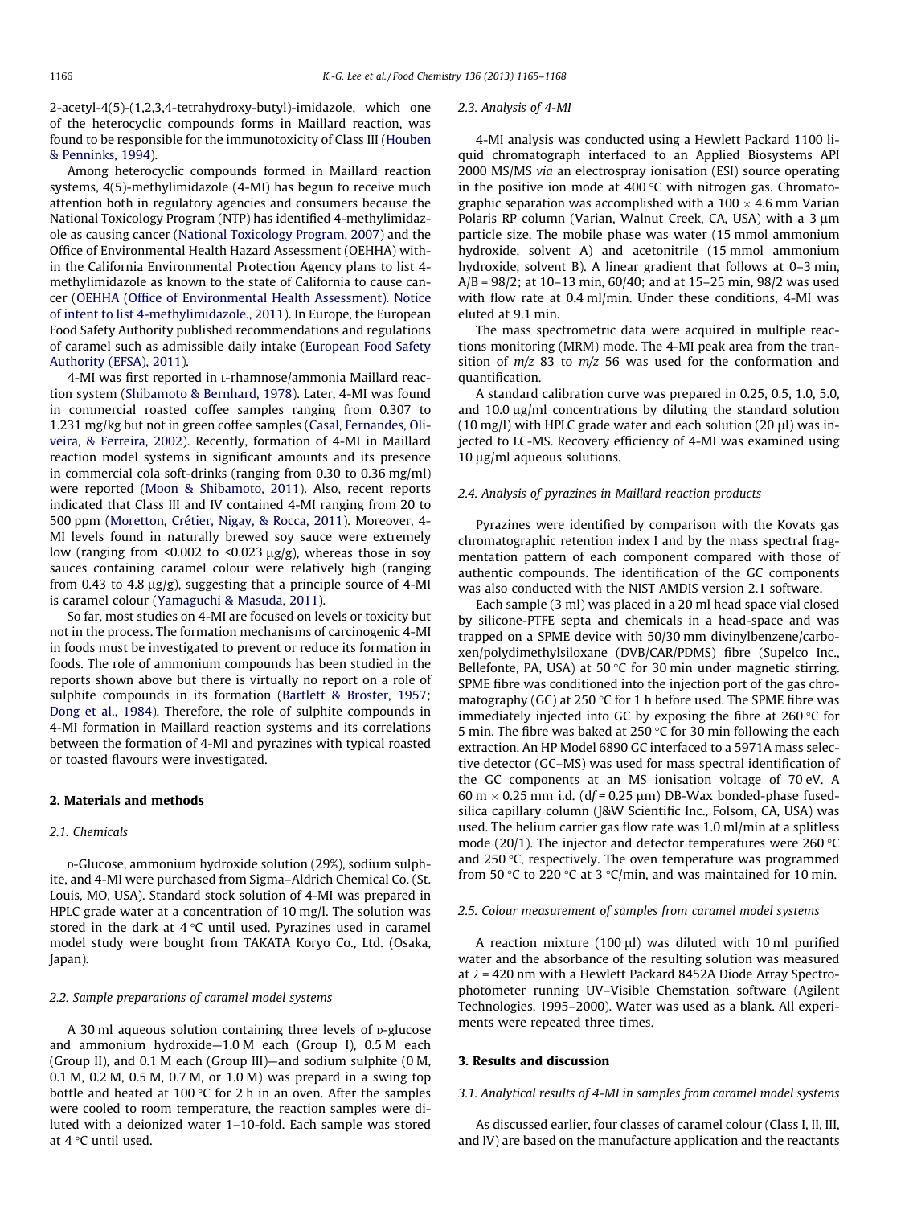2-acetyl-4(5)-(1,2,3,4-tetrahydroxy-butyl)-imidazole, which one of the heterocyclic compounds forms in Maillard reaction, was found to be responsible for the immunotoxicity of Class III (Houben & Penninks, 1994).

Among heterocyclic compounds formed in Maillard reaction systems, 4(5)-methylimidazole (4-MI) has begun to receive much attention both in regulatory agencies and consumers because the National Toxicology Program (NTP) has identified 4-methylimidazole as causing cancer (National Toxicology Program, 2007) and the Office of Environmental Health Hazard Assessment (OEHHA) within the California Environmental Protection Agency plans to list 4-methylimidazole as known to the state of California to cause cancer (OEHHA (Office of Environmental Health Assessment). Notice of intent to list 4-methylimidazole., 2011). In Europe, the European Food Safety Authority published recommendations and regulations of caramel such as admissible daily intake (European Food Safety Authority (EFSA), 2011).

4-MI was first reported in L-rhamnose/ammonia Maillard reaction system (Shibamoto & Bernhard, 1978). Later, 4-MI was found in commercial roasted coffee samples ranging from 0.307 to 1.231 mg/kg but not in green coffee samples (Casal, Fernandes, Oliveira, & Ferreira, 2002). Recently, formation of 4-MI in Maillard reaction model systems in significant amounts and its presence in commercial cola soft-drinks (ranging from 0.30 to 0.36 mg/ml) were reported (Moon & Shibamoto, 2011). Also, recent reports indicated that Class III and IV contained 4-MI ranging from 20 to 500 ppm (Moretton, Crétier, Nigay, & Rocca, 2011). Moreover, 4-MI levels found in naturally brewed soy sauce were extremely low (ranging from <0.002 to <0.023 μg/g), whereas those in soy sauces containing caramel colour were relatively high (ranging from 0.43 to 4.8 μg/g), suggesting that a principle source of 4-MI is caramel colour (Yamaguchi & Masuda, 2011).

So far, most studies on 4-MI are focused on levels or toxicity but not in the process. The formation mechanisms of carcinogenic 4-MI in foods must be investigated to prevent or reduce its formation in foods. The role of ammonium compounds has been studied in the reports shown above but there is virtually no report on a role of sulphite compounds in its formation (Bartlett & Broster, 1957; Dong et al., 1984). Therefore, the role of sulphite compounds in 4-MI formation in Maillard reaction systems and its correlations between the formation of 4-MI and pyrazines with typical roasted or toasted flavours were investigated.

## 2. Materials and methods

### 2.1. Chemicals

D-Glucose, ammonium hydroxide solution (29%), sodium sulphite, and 4-MI were purchased from Sigma–Aldrich Chemical Co. (St. Louis, MO, USA). Standard stock solution of 4-MI was prepared in HPLC grade water at a concentration of 10 mg/l. The solution was stored in the dark at 4 °C until used. Pyrazines used in caramel model study were bought from TAKATA Koryo Co., Ltd. (Osaka, Japan).

### 2.2. Sample preparations of caramel model systems

A 30 ml aqueous solution containing three levels of D-glucose and ammonium hydroxide—1.0 M each (Group I), 0.5 M each (Group II), and 0.1 M each (Group III)—and sodium sulphite (0 M, 0.1 M, 0.2 M, 0.5 M, 0.7 M, or 1.0 M) was prepard in a swing top bottle and heated at 100 °C for 2 h in an oven. After the samples were cooled to room temperature, the reaction samples were diluted with a deionized water 1–10-fold. Each sample was stored at 4 °C until used.

### 2.3. Analysis of 4-MI

4-MI analysis was conducted using a Hewlett Packard 1100 liquid chromatograph interfaced to an Applied Biosystems API 2000 MS/MS *via* an electrospray ionisation (ESI) source operating in the positive ion mode at 400 °C with nitrogen gas. Chromatographic separation was accomplished with a 100 × 4.6 mm Varian Polaris RP column (Varian, Walnut Creek, CA, USA) with a 3 μm particle size. The mobile phase was water (15 mmol ammonium hydroxide, solvent A) and acetonitrile (15 mmol ammonium hydroxide, solvent B). A linear gradient that follows at 0–3 min, A/B = 98/2; at 10–13 min, 60/40; and at 15–25 min, 98/2 was used with flow rate at 0.4 ml/min. Under these conditions, 4-MI was eluted at 9.1 min.

The mass spectrometric data were acquired in multiple reactions monitoring (MRM) mode. The 4-MI peak area from the transition of $m/z$ 83 to $m/z$ 56 was used for the conformation and quantification.

A standard calibration curve was prepared in 0.25, 0.5, 1.0, 5.0, and 10.0 μg/ml concentrations by diluting the standard solution (10 mg/l) with HPLC grade water and each solution (20 μl) was injected to LC-MS. Recovery efficiency of 4-MI was examined using 10 μg/ml aqueous solutions.

### 2.4. Analysis of pyrazines in Maillard reaction products

Pyrazines were identified by comparison with the Kovats gas chromatographic retention index I and by the mass spectral fragmentation pattern of each component compared with those of authentic compounds. The identification of the GC components was also conducted with the NIST AMDIS version 2.1 software.

Each sample (3 ml) was placed in a 20 ml head space vial closed by silicone-PTFE septa and chemicals in a head-space and was trapped on a SPME device with 50/30 mm divinylbenzene/carboxen/polydimethylsiloxane (DVB/CAR/PDMS) fibre (Supelco Inc., Bellefonte, PA, USA) at 50 °C for 30 min under magnetic stirring. SPME fibre was conditioned into the injection port of the gas chromatography (GC) at 250 °C for 1 h before used. The SPME fibre was immediately injected into GC by exposing the fibre at 260 °C for 5 min. The fibre was baked at 250 °C for 30 min following the each extraction. An HP Model 6890 GC interfaced to a 5971A mass selective detector (GC–MS) was used for mass spectral identification of the GC components at an MS ionisation voltage of 70 eV. A 60 m × 0.25 mm i.d. ($df$ = 0.25 μm) DB-Wax bonded-phase fused-silica capillary column (J&W Scientific Inc., Folsom, CA, USA) was used. The helium carrier gas flow rate was 1.0 ml/min at a splitless mode (20/1). The injector and detector temperatures were 260 °C and 250 °C, respectively. The oven temperature was programmed from 50 °C to 220 °C at 3 °C/min, and was maintained for 10 min.

### 2.5. Colour measurement of samples from caramel model systems

A reaction mixture (100 μl) was diluted with 10 ml purified water and the absorbance of the resulting solution was measured at $\lambda$ = 420 nm with a Hewlett Packard 8452A Diode Array Spectrophotometer running UV–Visible Chemstation software (Agilent Technologies, 1995–2000). Water was used as a blank. All experiments were repeated three times.

## 3. Results and discussion

### 3.1. Analytical results of 4-MI in samples from caramel model systems

As discussed earlier, four classes of caramel colour (Class I, II, III, and IV) are based on the manufacture application and the reactants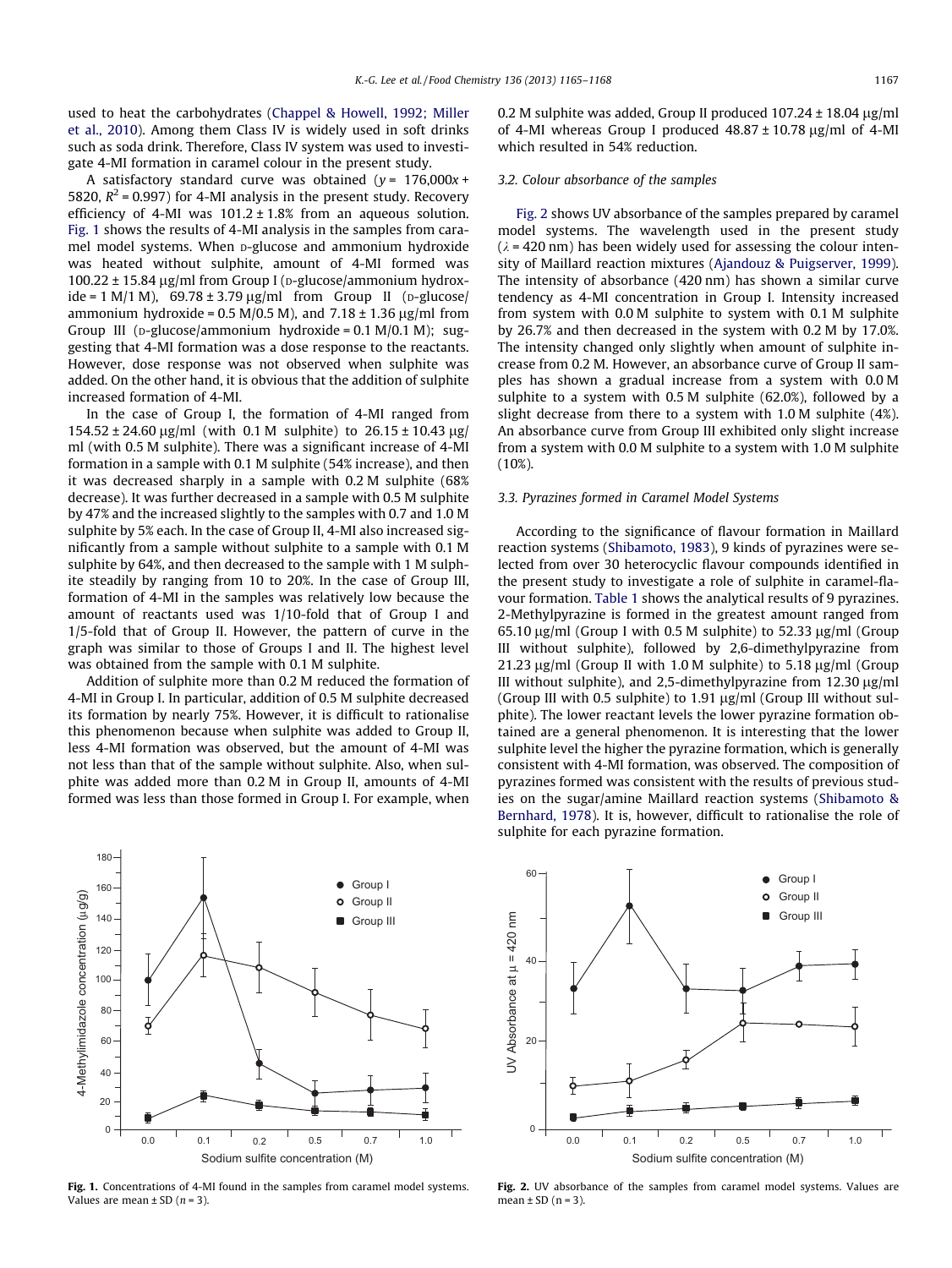used to heat the carbohydrates (Chappel & Howell, 1992; Miller et al., 2010). Among them Class IV is widely used in soft drinks such as soda drink. Therefore, Class IV system was used to investigate 4-MI formation in caramel colour in the present study.

A satisfactory standard curve was obtained ($y = 176{,}000x + 5820$, $R^2 = 0.997$) for 4-MI analysis in the present study. Recovery efficiency of 4-MI was 101.2 ± 1.8% from an aqueous solution. Fig. 1 shows the results of 4-MI analysis in the samples from caramel model systems. When D-glucose and ammonium hydroxide was heated without sulphite, amount of 4-MI formed was 100.22 ± 15.84 μg/ml from Group I (D-glucose/ammonium hydroxide = 1 M/1 M), 69.78 ± 3.79 μg/ml from Group II (D-glucose/ammonium hydroxide = 0.5 M/0.5 M), and 7.18 ± 1.36 μg/ml from Group III (D-glucose/ammonium hydroxide = 0.1 M/0.1 M); suggesting that 4-MI formation was a dose response to the reactants. However, dose response was not observed when sulphite was added. On the other hand, it is obvious that the addition of sulphite increased formation of 4-MI.

In the case of Group I, the formation of 4-MI ranged from 154.52 ± 24.60 μg/ml (with 0.1 M sulphite) to 26.15 ± 10.43 μg/ml (with 0.5 M sulphite). There was a significant increase of 4-MI formation in a sample with 0.1 M sulphite (54% increase), and then it was decreased sharply in a sample with 0.2 M sulphite (68% decrease). It was further decreased in a sample with 0.5 M sulphite by 47% and the increased slightly to the samples with 0.7 and 1.0 M sulphite by 5% each. In the case of Group II, 4-MI also increased significantly from a sample without sulphite to a sample with 0.1 M sulphite by 64%, and then decreased to the sample with 1 M sulphite steadily by ranging from 10 to 20%. In the case of Group III, formation of 4-MI in the samples was relatively low because the amount of reactants used was 1/10-fold that of Group I and 1/5-fold that of Group II. However, the pattern of curve in the graph was similar to those of Groups I and II. The highest level was obtained from the sample with 0.1 M sulphite.

Addition of sulphite more than 0.2 M reduced the formation of 4-MI in Group I. In particular, addition of 0.5 M sulphite decreased its formation by nearly 75%. However, it is difficult to rationalise this phenomenon because when sulphite was added to Group II, less 4-MI formation was observed, but the amount of 4-MI was not less than that of the sample without sulphite. Also, when sulphite was added more than 0.2 M in Group II, amounts of 4-MI formed was less than those formed in Group I. For example, when 0.2 M sulphite was added, Group II produced 107.24 ± 18.04 μg/ml of 4-MI whereas Group I produced 48.87 ± 10.78 μg/ml of 4-MI which resulted in 54% reduction.

### 3.2. Colour absorbance of the samples

Fig. 2 shows UV absorbance of the samples prepared by caramel model systems. The wavelength used in the present study ($\lambda = 420$ nm) has been widely used for assessing the colour intensity of Maillard reaction mixtures (Ajandouz & Puigserver, 1999). The intensity of absorbance (420 nm) has shown a similar curve tendency as 4-MI concentration in Group I. Intensity increased from system with 0.0 M sulphite to system with 0.1 M sulphite by 26.7% and then decreased in the system with 0.2 M by 17.0%. The intensity changed only slightly when amount of sulphite increase from 0.2 M. However, an absorbance curve of Group II samples has shown a gradual increase from a system with 0.0 M sulphite to a system with 0.5 M sulphite (62.0%), followed by a slight decrease from there to a system with 1.0 M sulphite (4%). An absorbance curve from Group III exhibited only slight increase from a system with 0.0 M sulphite to a system with 1.0 M sulphite (10%).

### 3.3. Pyrazines formed in Caramel Model Systems

According to the significance of flavour formation in Maillard reaction systems (Shibamoto, 1983), 9 kinds of pyrazines were selected from over 30 heterocyclic flavour compounds identified in the present study to investigate a role of sulphite in caramel-flavour formation. Table 1 shows the analytical results of 9 pyrazines. 2-Methylpyrazine is formed in the greatest amount ranged from 65.10 μg/ml (Group I with 0.5 M sulphite) to 52.33 μg/ml (Group III without sulphite), followed by 2,6-dimethylpyrazine from 21.23 μg/ml (Group II with 1.0 M sulphite) to 5.18 μg/ml (Group III without sulphite), and 2,5-dimethylpyrazine from 12.30 μg/ml (Group III with 0.5 sulphite) to 1.91 μg/ml (Group III without sulphite). The lower reactant levels the lower pyrazine formation obtained are a general phenomenon. It is interesting that the lower sulphite level the higher the pyrazine formation, which is generally consistent with 4-MI formation, was observed. The composition of pyrazines formed was consistent with the results of previous studies on the sugar/amine Maillard reaction systems (Shibamoto & Bernhard, 1978). It is, however, difficult to rationalise the role of sulphite for each pyrazine formation.

**Fig. 1.** Concentrations of 4-MI found in the samples from caramel model systems. Values are mean ± SD ($n = 3$).

**Fig. 2.** UV absorbance of the samples from caramel model systems. Values are mean ± SD ($n = 3$).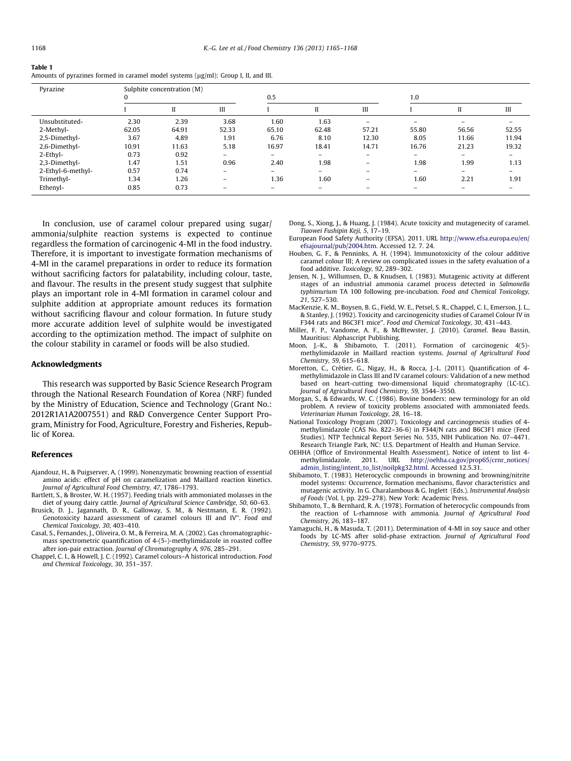**Table 1**
Amounts of pyrazines formed in caramel model systems (μg/ml): Group I, II, and III.

| Pyrazine | Sulphite concentration (M) | | | | | | | | |
|---|---|---|---|---|---|---|---|---|---|
| | 0 | | | 0.5 | | | 1.0 | | |
| | I | II | III | I | II | III | I | II | III |
| Unsubstituted- | 2.30 | 2.39 | 3.68 | 1.60 | 1.63 | – | – | – | – |
| 2-Methyl- | 62.05 | 64.91 | 52.33 | 65.10 | 62.48 | 57.21 | 55.80 | 56.56 | 52.55 |
| 2,5-Dimethyl- | 3.67 | 4.89 | 1.91 | 6.76 | 8.10 | 12.30 | 8.05 | 11.66 | 11.94 |
| 2,6-Dimethyl- | 10.91 | 11.63 | 5.18 | 16.97 | 18.41 | 14.71 | 16.76 | 21.23 | 19.32 |
| 2-Ethyl- | 0.73 | 0.92 | – | – | – | – | – | – | – |
| 2,3-Dimethyl- | 1.47 | 1.51 | 0.96 | 2.40 | 1.98 | – | 1.98 | 1.99 | 1.13 |
| 2-Ethyl-6-methyl- | 0.57 | 0.74 | – | – | – | – | – | – | – |
| Trimethyl- | 1.34 | 1.26 | – | 1.36 | 1.60 | – | 1.60 | 2.21 | 1.91 |
| Ethenyl- | 0.85 | 0.73 | – | – | – | – | – | – | – |

In conclusion, use of caramel colour prepared using sugar/ammonia/sulphite reaction systems is expected to continue regardless the formation of carcinogenic 4-MI in the food industry. Therefore, it is important to investigate formation mechanisms of 4-MI in the caramel preparations in order to reduce its formation without sacrificing factors for palatability, including colour, taste, and flavour. The results in the present study suggest that sulphite plays an important role in 4-MI formation in caramel colour and sulphite addition at appropriate amount reduces its formation without sacrificing flavour and colour formation. In future study more accurate addition level of sulphite would be investigated according to the optimization method. The impact of sulphite on the colour stability in caramel or foods will be also studied.

## Acknowledgments

This research was supported by Basic Science Research Program through the National Research Foundation of Korea (NRF) funded by the Ministry of Education, Science and Technology (Grant No.: 2012R1A1A2007551) and R&D Convergence Center Support Program, Ministry for Food, Agriculture, Forestry and Fisheries, Republic of Korea.

## References

Ajandouz, H., & Puigserver, A. (1999). Nonenzymatic browning reaction of essential amino acids: effect of pH on caramelization and Maillard reaction kinetics. *Journal of Agricultural Food Chemistry, 47*, 1786–1793.

Bartlett, S., & Broster, W. H. (1957). Feeding trials with ammoniated molasses in the diet of young dairy cattle. *Journal of Agricultural Science Cambridge, 50*, 60–63.

Brusick, D. J., Jagannath, D. R., Galloway, S. M., & Nestmann, E. R. (1992). Genotoxicity hazard assessment of caramel colours III and IV". *Food and Chemical Toxicology, 30*, 403–410.

Casal, S., Fernandes, J., Oliveira, O. M., & Ferreira, M. A. (2002). Gas chromatographic-mass spectrometric quantification of 4-(5-)-methylimidazole in roasted coffee after ion-pair extraction. *Journal of Chromatography A, 976*, 285–291.

Chappel, C. I., & Howell, J. C. (1992). Caramel colours–A historical introduction. *Food and Chemical Toxicology, 30*, 351–357.

Dong, S., Xiong, J., & Huang, J. (1984). Acute toxicity and mutagenecity of caramel. *Tiaowei Fushipin Keji, 5*, 17–19.

European Food Safety Authority (EFSA). 2011. URL http://www.efsa.europa.eu/en/efsajournal/pub/2004.htm. Accessed 12. 7. 24.

Houben, G. F., & Penninks, A. H. (1994). Immunotoxicity of the colour additive caramel colour III; A review on complicated issues in the safety evaluation of a food additive. *Toxicology, 92*, 289–302.

Jensen, N. J., Willumsen, D., & Knudsen, I. (1983). Mutagenic activity at different stages of an industrial ammonia caramel process detected in *Salmonella typhimurium* TA 100 following pre-incubation. *Food and Chemical Toxicology, 21*, 527–530.

MacKenzie, K. M., Boysen, B. G., Field, W. E., Petsel, S. R., Chappel, C. I., Emerson, J. L., & Stanley, J. (1992). Toxicity and carcinogenicity studies of Caramel Colour IV in F344 rats and B6C3F1 mice". *Food and Chemical Toxicology, 30*, 431–443.

Miller, F. P., Vandome, A. F., & McBtewster, J. (2010). *Caramel*. Beau Bassin, Mauritius: Alphascript Publishing.

Moon, J.-K., & Shibamoto, T. (2011). Formation of carcinogenic 4(5)-methylimidazole in Maillard reaction systems. *Journal of Agricultural Food Chemistry, 59*, 615–618.

Moretton, C., Crétier, G., Nigay, H., & Rocca, J.-L. (2011). Quantification of 4-methylimidazole in Class III and IV caramel colours: Validation of a new method based on heart-cutting two-dimensional liquid chromatography (LC-LC). *Journal of Agricultural Food Chemistry, 59*, 3544–3550.

Morgan, S., & Edwards, W. C. (1986). Bovine bonders: new terminology for an old problem. A review of toxicity problems associated with ammoniated feeds. *Veterinarian Human Toxicology, 28*, 16–18.

National Toxicology Program (2007). Toxicology and carcinogenesis studies of 4-methylimidazole (CAS No. 822–36-6) in F344/N rats and B6C3F1 mice (Feed Studies). NTP Technical Report Series No. 535, NIH Publication No. 07–4471. Research Triangle Park, NC: U.S. Department of Health and Human Service.

OEHHA (Office of Environmental Health Assessment). Notice of intent to list 4-methylimidazole. 2011. URL http://oehha.ca.gov/prop65/crnr_notices/admin_listing/intent_to_list/noilpkg32.html. Accessed 12.5.31.

Shibamoto, T. (1983). Heterocyclic compounds in browning and browning/nitrite model systems: Occurrence, formation mechanisms, flavor characteristics and mutagenic activity. In G. Charalambous & G. Inglett (Eds.), *Instrumental Analysis of Foods* (Vol. I, pp. 229–278). New York: Academic Press.

Shibamoto, T., & Bernhard, R. A. (1978). Formation of heterocyclic compounds from the reaction of L-rhamnose with ammonia. *Journal of Agricultural Food Chemistry, 26*, 183–187.

Yamaguchi, H., & Masuda, T. (2011). Determination of 4-MI in soy sauce and other foods by LC-MS after solid-phase extraction. *Journal of Agricultural Food Chemistry, 59*, 9770–9775.